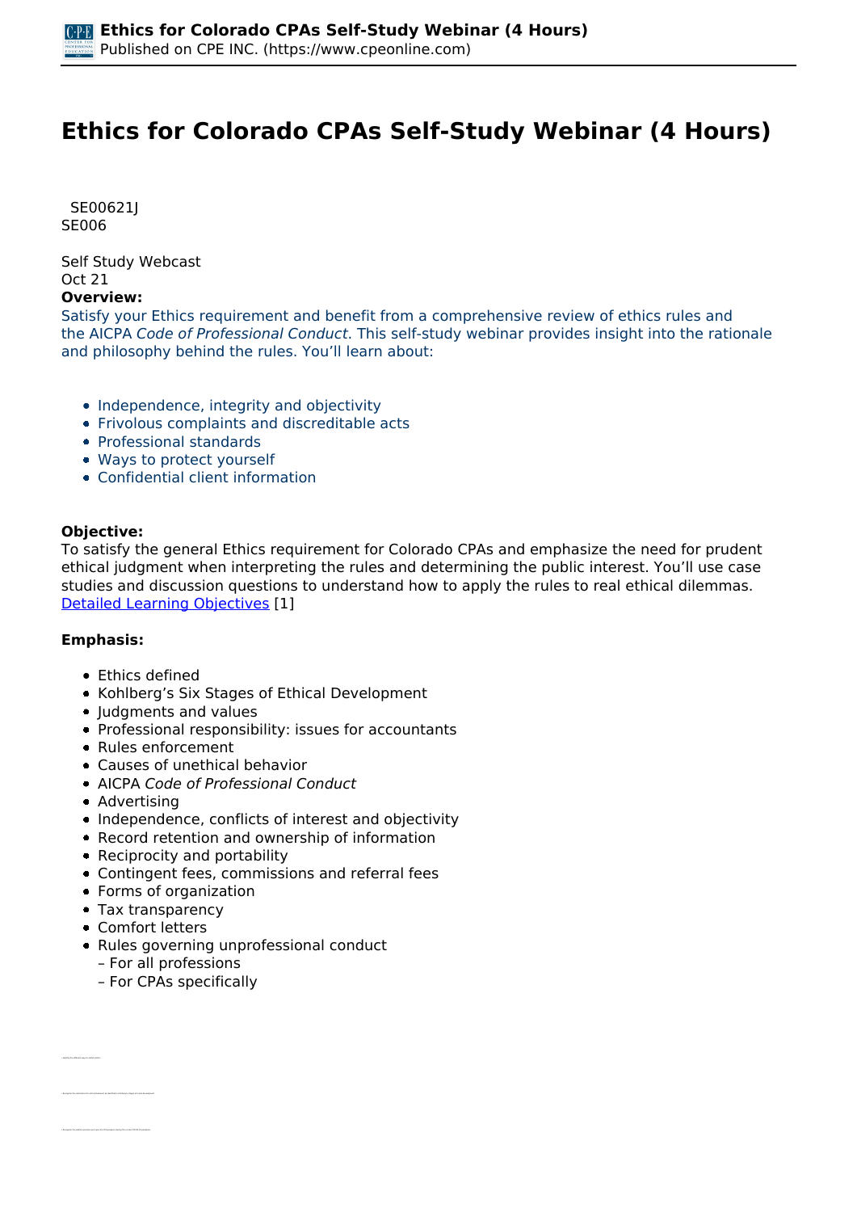# Ethics for Colorado CPAs Self-Study Webinar (4 Hours)

SE00621J
SE006

Self Study Webcast
Oct 21

**Overview:**

Satisfy your Ethics requirement and benefit from a comprehensive review of ethics rules and the AICPA *Code of Professional Conduct*. This self-study webinar provides insight into the rationale and philosophy behind the rules. You'll learn about:

- Independence, integrity and objectivity
- Frivolous complaints and discreditable acts
- Professional standards
- Ways to protect yourself
- Confidential client information

**Objective:**

To satisfy the general Ethics requirement for Colorado CPAs and emphasize the need for prudent ethical judgment when interpreting the rules and determining the public interest. You'll use case studies and discussion questions to understand how to apply the rules to real ethical dilemmas.
Detailed Learning Objectives [1]

**Emphasis:**

- Ethics defined
- Kohlberg's Six Stages of Ethical Development
- Judgments and values
- Professional responsibility: issues for accountants
- Rules enforcement
- Causes of unethical behavior
- AICPA *Code of Professional Conduct*
- Advertising
- Independence, conflicts of interest and objectivity
- Record retention and ownership of information
- Reciprocity and portability
- Contingent fees, commissions and referral fees
- Forms of organization
- Tax transparency
- Comfort letters
- Rules governing unprofessional conduct
  – For all professions
  – For CPAs specifically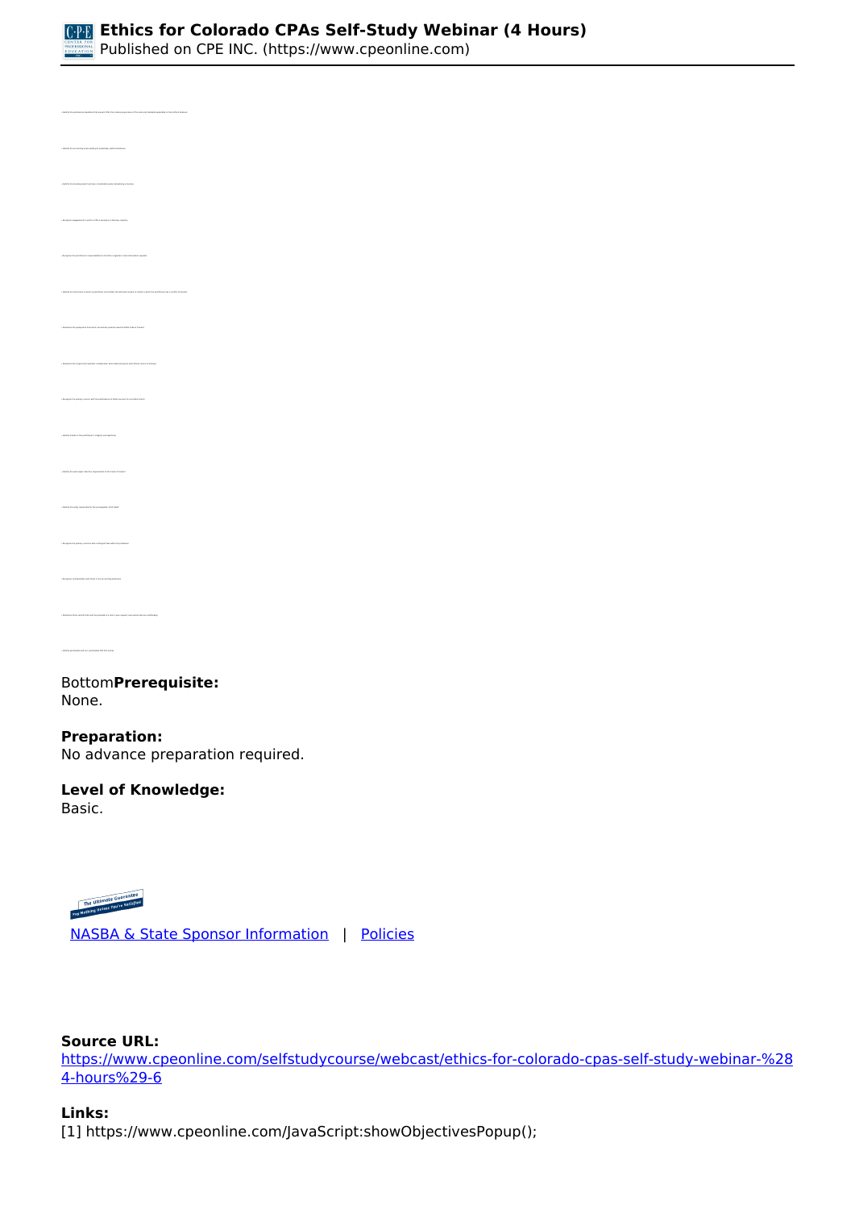Bottom**Prerequisite:**
None.

**Preparation:**
No advance preparation required.

**Level of Knowledge:**
Basic.

NASBA & State Sponsor Information | Policies

**Source URL:**
https://www.cpeonline.com/selfstudycourse/webcast/ethics-for-colorado-cpas-self-study-webinar-%284-hours%29-6

**Links:**
[1] https://www.cpeonline.com/JavaScript:showObjectivesPopup();